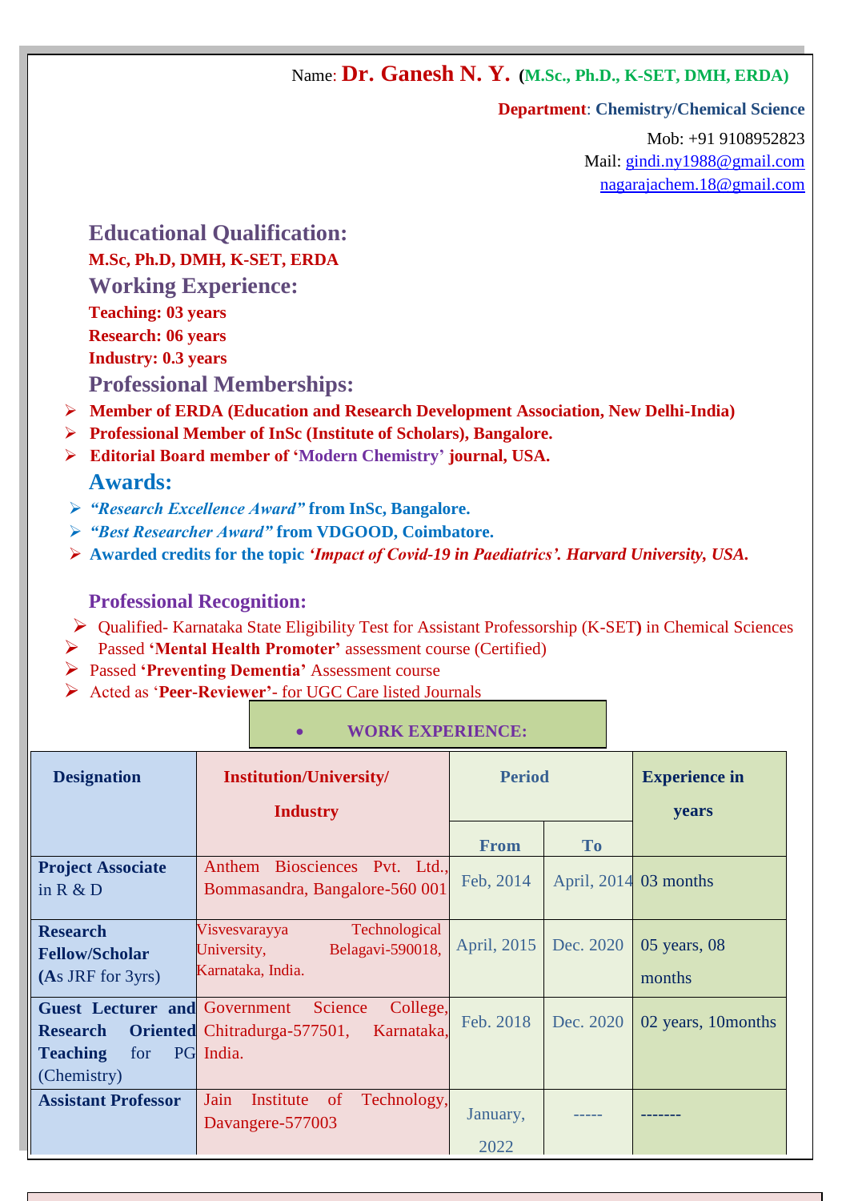Name: **Dr. Ganesh N. Y.** **(M.Sc., Ph.D., K-SET, DMH, ERDA)**

**Department**: **Chemistry/Chemical Science**

Mob: +91 9108952823

Mail: gindi.ny1988@gmail.com

nagarajachem.18@gmail.com

## Educational Qualification:

**M.Sc, Ph.D, DMH, K-SET, ERDA**

## Working Experience:

**Teaching: 03 years**

**Research: 06 years**

**Industry: 0.3 years**

## Professional Memberships:

- **Member of ERDA (Education and Research Development Association, New Delhi-India)**
- **Professional Member of InSc (Institute of Scholars), Bangalore.**
- **Editorial Board member of 'Modern Chemistry' journal, USA.**

## Awards:

- ***"Research Excellence Award"*** **from InSc, Bangalore.**
- ***"Best Researcher Award"*** **from VDGOOD, Coimbatore.**
- **Awarded credits for the topic** ***'Impact of Covid-19 in Paediatrics'. Harvard University, USA.***

## Professional Recognition:

- Qualified- Karnataka State Eligibility Test for Assistant Professorship (K-SET) in Chemical Sciences
- Passed **'Mental Health Promoter'** assessment course (Certified)
- Passed **'Preventing Dementia'** Assessment course
- Acted as '**Peer-Reviewer'- for UGC Care listed Journals**

## WORK EXPERIENCE:

| Designation | Institution/University/ Industry | Period | | Experience in years |
|---|---|---|---|---|
| | | From | To | |
| **Project Associate** in R & D | Anthem Biosciences Pvt. Ltd., Bommasandra, Bangalore-560 001 | Feb, 2014 | April, 2014 | 03 months |
| **Research Fellow/Scholar (A**s JRF for 3yrs) | Visvesvarayya Technological University, Belagavi-590018, Karnataka, India. | April, 2015 | Dec. 2020 | 05 years, 08 months |
| **Guest Lecturer and Research Oriented Teaching** for PG (Chemistry) | Government Science College, Chitradurga-577501, Karnataka, India. | Feb. 2018 | Dec. 2020 | 02 years, 10months |
| **Assistant Professor** | Jain Institute of Technology, Davangere-577003 | January, 2022 | ----- | ------- |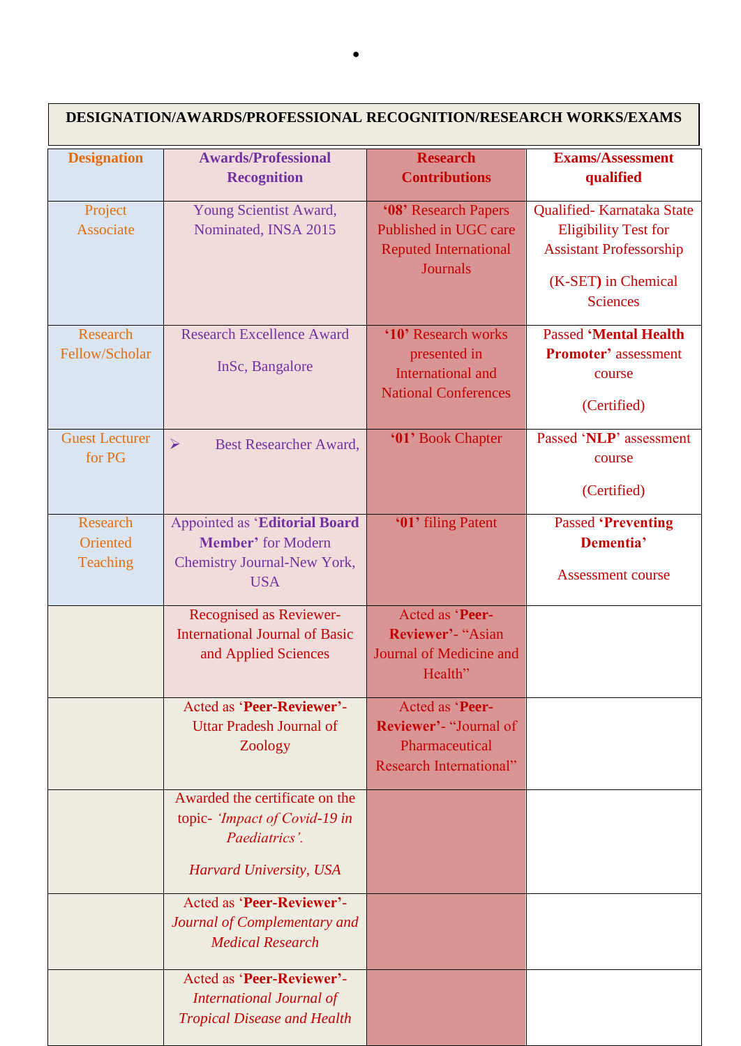| DESIGNATION/AWARDS/PROFESSIONAL RECOGNITION/RESEARCH WORKS/EXAMS | | | |
|---|---|---|---|
| **Designation** | **Awards/Professional Recognition** | **Research Contributions** | **Exams/Assessment qualified** |
| Project Associate | Young Scientist Award, Nominated, INSA 2015 | **'08'** Research Papers Published in UGC care Reputed International Journals | Qualified- Karnataka State Eligibility Test for Assistant Professorship (K-SET**)** in Chemical Sciences |
| Research Fellow/Scholar | Research Excellence Award InSc, Bangalore | **'10'** Research works presented in International and National Conferences | Passed **'Mental Health Promoter'** assessment course (Certified) |
| Guest Lecturer for PG | ➢ Best Researcher Award, | **'01'** Book Chapter | Passed '**NLP**' assessment course (Certified) |
| Research Oriented Teaching | Appointed as '**Editorial Board Member'** for Modern Chemistry Journal-New York, USA | **'01'** filing Patent | Passed '**Preventing Dementia'** Assessment course |
| | Recognised as Reviewer- International Journal of Basic and Applied Sciences | Acted as '**Peer-Reviewer'**- "Asian Journal of Medicine and Health" | |
| | Acted as '**Peer-Reviewer'**- Uttar Pradesh Journal of Zoology | Acted as '**Peer-Reviewer'**- "Journal of Pharmaceutical Research International" | |
| | Awarded the certificate on the topic- *'Impact of Covid-19 in Paediatrics'.* *Harvard University, USA* | | |
| | Acted as '**Peer-Reviewer'**- *Journal of Complementary and Medical Research* | | |
| | Acted as '**Peer-Reviewer'**- *International Journal of Tropical Disease and Health* | | |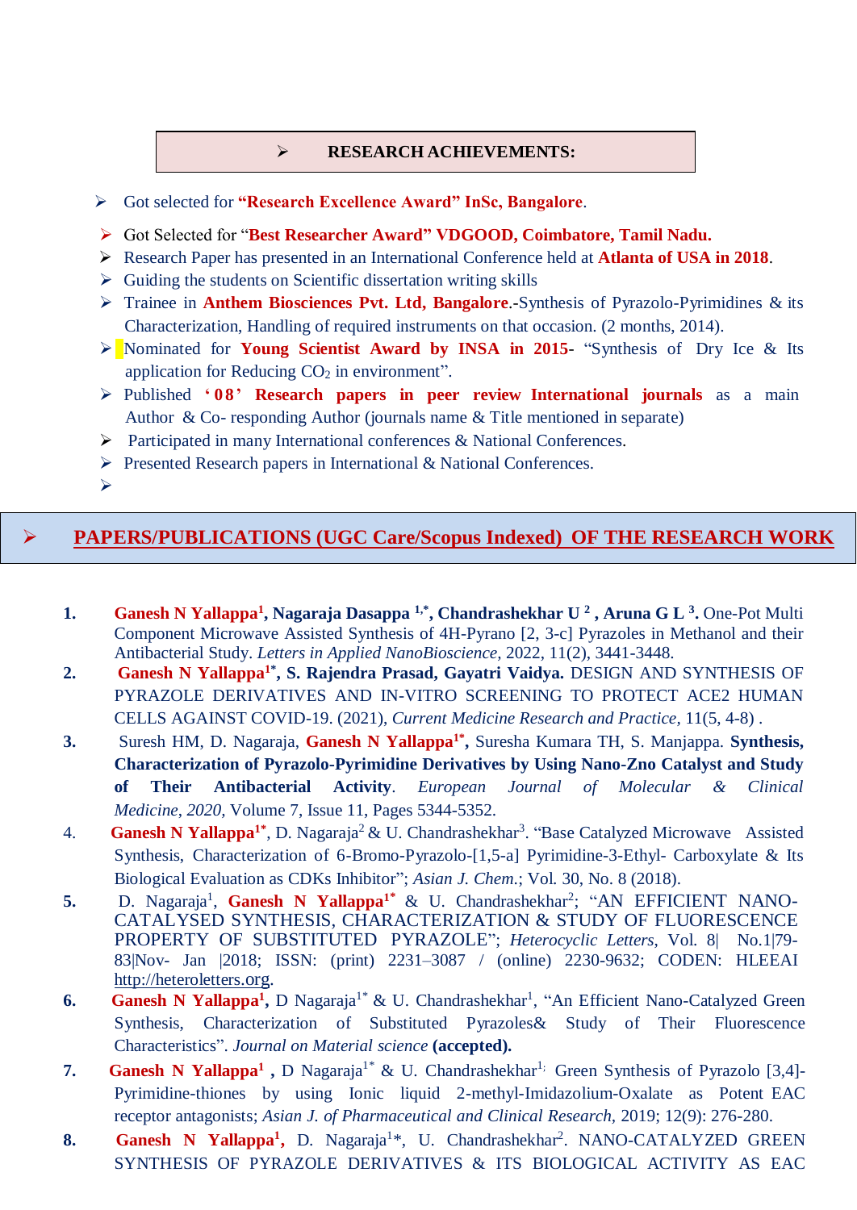## RESEARCH ACHIEVEMENTS:

- Got selected for **"Research Excellence Award" InSc, Bangalore**.
- Got Selected for "**Best Researcher Award" VDGOOD, Coimbatore, Tamil Nadu.**
- Research Paper has presented in an International Conference held at **Atlanta of USA in 2018**.
- Guiding the students on Scientific dissertation writing skills
- Trainee in **Anthem Biosciences Pvt. Ltd, Bangalore**.-Synthesis of Pyrazolo-Pyrimidines & its Characterization, Handling of required instruments on that occasion. (2 months, 2014).
- Nominated for **Young Scientist Award by INSA in 2015**- "Synthesis of Dry Ice & Its application for Reducing $CO_2$ in environment".
- Published **'08' Research papers in peer review International journals** as a main Author & Co- responding Author (journals name & Title mentioned in separate)
- Participated in many International conferences & National Conferences.
- Presented Research papers in International & National Conferences.

## PAPERS/PUBLICATIONS (UGC Care/Scopus Indexed) OF THE RESEARCH WORK

1. **Ganesh N Yallappa[1], Nagaraja Dasappa [1,*], Chandrashekhar U [2] , Aruna G L [3].** One-Pot Multi Component Microwave Assisted Synthesis of 4H-Pyrano [2, 3-c] Pyrazoles in Methanol and their Antibacterial Study. *Letters in Applied NanoBioscience*, 2022, 11(2), 3441-3448.
2. **Ganesh N Yallappa[1*], S. Rajendra Prasad, Gayatri Vaidya.** DESIGN AND SYNTHESIS OF PYRAZOLE DERIVATIVES AND IN-VITRO SCREENING TO PROTECT ACE2 HUMAN CELLS AGAINST COVID-19. (2021), *Current Medicine Research and Practice*, 11(5, 4-8) .
3. Suresh HM, D. Nagaraja, **Ganesh N Yallappa[1*]**, Suresha Kumara TH, S. Manjappa. **Synthesis, Characterization of Pyrazolo-Pyrimidine Derivatives by Using Nano-Zno Catalyst and Study of Their Antibacterial Activity**. *European Journal of Molecular & Clinical Medicine*, *2020*, Volume 7, Issue 11, Pages 5344-5352.
4. **Ganesh N Yallappa[1*]**, D. Nagaraja[2] & U. Chandrashekhar[3]. "Base Catalyzed Microwave Assisted Synthesis, Characterization of 6-Bromo-Pyrazolo-[1,5-a] Pyrimidine-3-Ethyl- Carboxylate & Its Biological Evaluation as CDKs Inhibitor"; *Asian J. Chem.*; Vol. 30, No. 8 (2018).
5. D. Nagaraja[1], **Ganesh N Yallappa[1*]** & U. Chandrashekhar[2]; "AN EFFICIENT NANO-CATALYSED SYNTHESIS, CHARACTERIZATION & STUDY OF FLUORESCENCE PROPERTY OF SUBSTITUTED PYRAZOLE"; *Heterocyclic Letters*, Vol. 8| No.1|79-83|Nov- Jan |2018; ISSN: (print) 2231–3087 / (online) 2230-9632; CODEN: HLEEAI http://heteroletters.org.
6. **Ganesh N Yallappa[1],** D Nagaraja[1*] & U. Chandrashekhar[1], "An Efficient Nano-Catalyzed Green Synthesis, Characterization of Substituted Pyrazoles& Study of Their Fluorescence Characteristics". *Journal on Material science* **(accepted).**
7. **Ganesh N Yallappa[1]** , D Nagaraja[1*] & U. Chandrashekhar[1;] Green Synthesis of Pyrazolo [3,4]-Pyrimidine-thiones by using Ionic liquid 2-methyl-Imidazolium-Oxalate as Potent EAC receptor antagonists; *Asian J. of Pharmaceutical and Clinical Research*, 2019; 12(9): 276-280.
8. **Ganesh N Yallappa[1],** D. Nagaraja[1]*, U. Chandrashekhar[2]. NANO-CATALYZED GREEN SYNTHESIS OF PYRAZOLE DERIVATIVES & ITS BIOLOGICAL ACTIVITY AS EAC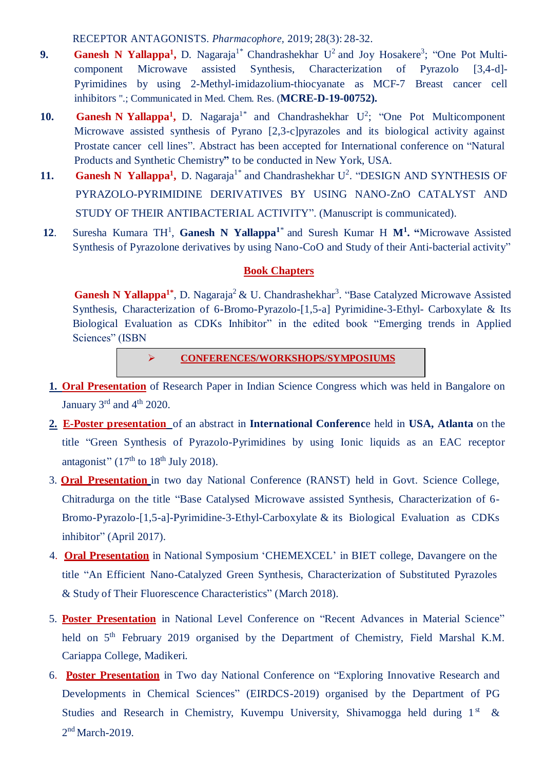RECEPTOR ANTAGONISTS. *Pharmacophore,* 2019; 28(3): 28-32.

9. **Ganesh N Yallappa[1],** D. Nagaraja[1*] Chandrashekhar U[2] and Joy Hosakere[3]; "One Pot Multi-component Microwave assisted Synthesis, Characterization of Pyrazolo [3,4-d]-Pyrimidines by using 2-Methyl-imidazolium-thiocyanate as MCF-7 Breast cancer cell inhibitors ".; Communicated in Med. Chem. Res. (**MCRE-D-19-00752).**

10. **Ganesh N Yallappa[1],** D. Nagaraja[1*] and Chandrashekhar U[2]; "One Pot Multicomponent Microwave assisted synthesis of Pyrano [2,3-c]pyrazoles and its biological activity against Prostate cancer cell lines". Abstract has been accepted for International conference on "Natural Products and Synthetic Chemistry**"** to be conducted in New York, USA.

11. **Ganesh N Yallappa[1],** D. Nagaraja[1*] and Chandrashekhar U[2]. "DESIGN AND SYNTHESIS OF PYRAZOLO-PYRIMIDINE DERIVATIVES BY USING NANO-ZnO CATALYST AND STUDY OF THEIR ANTIBACTERIAL ACTIVITY". (Manuscript is communicated).

12. Suresha Kumara TH[1], **Ganesh N Yallappa[1*]** and Suresh Kumar H **M[1]. "**Microwave Assisted Synthesis of Pyrazolone derivatives by using Nano-CoO and Study of their Anti-bacterial activity"

## Book Chapters

**Ganesh N Yallappa[1*]**, D. Nagaraja[2] & U. Chandrashekhar[3]. "Base Catalyzed Microwave Assisted Synthesis, Characterization of 6-Bromo-Pyrazolo-[1,5-a] Pyrimidine-3-Ethyl- Carboxylate & Its Biological Evaluation as CDKs Inhibitor" in the edited book "Emerging trends in Applied Sciences" (ISBN

## ➢ CONFERENCES/WORKSHOPS/SYMPOSIUMS

1. **Oral Presentation** of Research Paper in Indian Science Congress which was held in Bangalore on January 3[rd] and 4[th] 2020.
2. **E-Poster presentation** of an abstract in **International Conference** held in **USA, Atlanta** on the title "Green Synthesis of Pyrazolo-Pyrimidines by using Ionic liquids as an EAC receptor antagonist" (17[th] to 18[th] July 2018).
3. **Oral Presentation** in two day National Conference (RANST) held in Govt. Science College, Chitradurga on the title "Base Catalysed Microwave assisted Synthesis, Characterization of 6-Bromo-Pyrazolo-[1,5-a]-Pyrimidine-3-Ethyl-Carboxylate & its Biological Evaluation as CDKs inhibitor" (April 2017).
4. **Oral Presentation** in National Symposium 'CHEMEXCEL' in BIET college, Davangere on the title "An Efficient Nano-Catalyzed Green Synthesis, Characterization of Substituted Pyrazoles & Study of Their Fluorescence Characteristics" (March 2018).
5. **Poster Presentation** in National Level Conference on "Recent Advances in Material Science" held on 5[th] February 2019 organised by the Department of Chemistry, Field Marshal K.M. Cariappa College, Madikeri.
6. **Poster Presentation** in Two day National Conference on "Exploring Innovative Research and Developments in Chemical Sciences" (EIRDCS-2019) organised by the Department of PG Studies and Research in Chemistry, Kuvempu University, Shivamogga held during 1[st] & 2[nd] March-2019.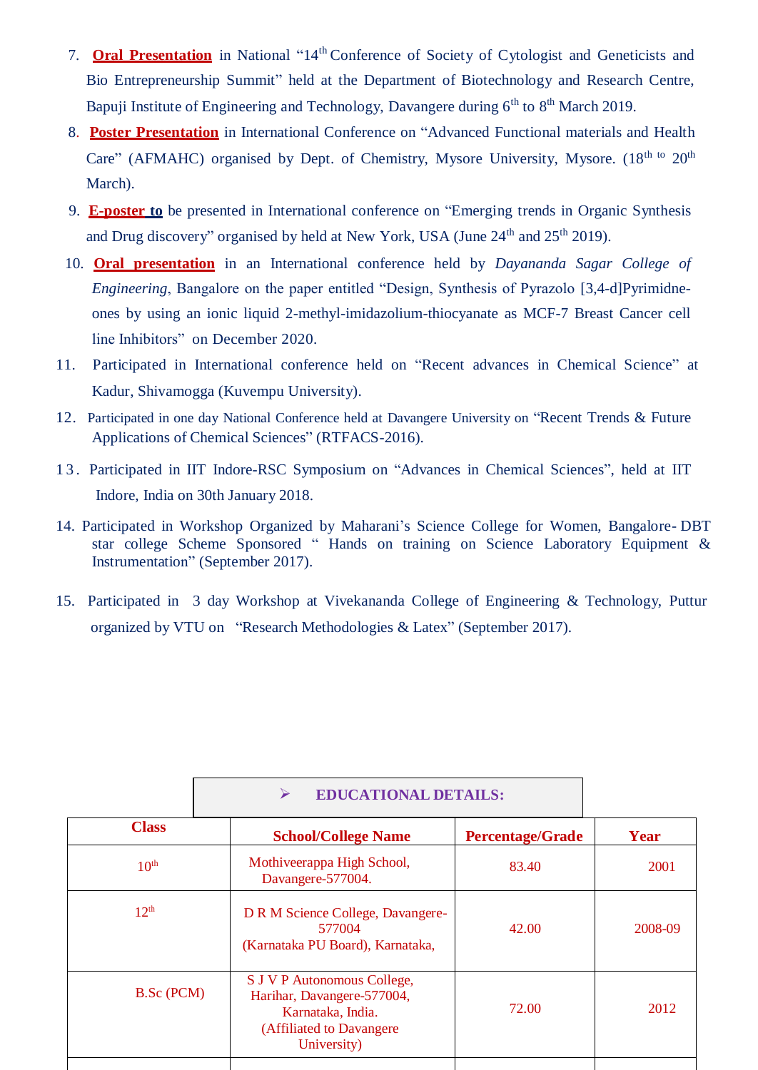7. **Oral Presentation** in National "14th Conference of Society of Cytologist and Geneticists and Bio Entrepreneurship Summit" held at the Department of Biotechnology and Research Centre, Bapuji Institute of Engineering and Technology, Davangere during 6th to 8th March 2019.
8. **Poster Presentation** in International Conference on "Advanced Functional materials and Health Care" (AFMAHC) organised by Dept. of Chemistry, Mysore University, Mysore. (18th to 20th March).
9. **E-poster to** be presented in International conference on "Emerging trends in Organic Synthesis and Drug discovery" organised by held at New York, USA (June 24th and 25th 2019).
10. **Oral presentation** in an International conference held by *Dayananda Sagar College of Engineering*, Bangalore on the paper entitled "Design, Synthesis of Pyrazolo [3,4-d]Pyrimidne-ones by using an ionic liquid 2-methyl-imidazolium-thiocyanate as MCF-7 Breast Cancer cell line Inhibitors" on December 2020.
11. Participated in International conference held on "Recent advances in Chemical Science" at Kadur, Shivamogga (Kuvempu University).
12. Participated in one day National Conference held at Davangere University on "Recent Trends & Future Applications of Chemical Sciences" (RTFACS-2016).
13. Participated in IIT Indore-RSC Symposium on "Advances in Chemical Sciences", held at IIT Indore, India on 30th January 2018.
14. Participated in Workshop Organized by Maharani's Science College for Women, Bangalore- DBT star college Scheme Sponsored " Hands on training on Science Laboratory Equipment & Instrumentation" (September 2017).
15. Participated in 3 day Workshop at Vivekananda College of Engineering & Technology, Puttur organized by VTU on "Research Methodologies & Latex" (September 2017).

## ➢ EDUCATIONAL DETAILS:

| Class | School/College Name | Percentage/Grade | Year |
|---|---|---|---|
| 10th | Mothiveerappa High School, Davangere-577004. | 83.40 | 2001 |
| 12th | D R M Science College, Davangere-577004 (Karnataka PU Board), Karnataka, | 42.00 | 2008-09 |
| B.Sc (PCM) | S J V P Autonomous College, Harihar, Davangere-577004, Karnataka, India. (Affiliated to Davangere University) | 72.00 | 2012 |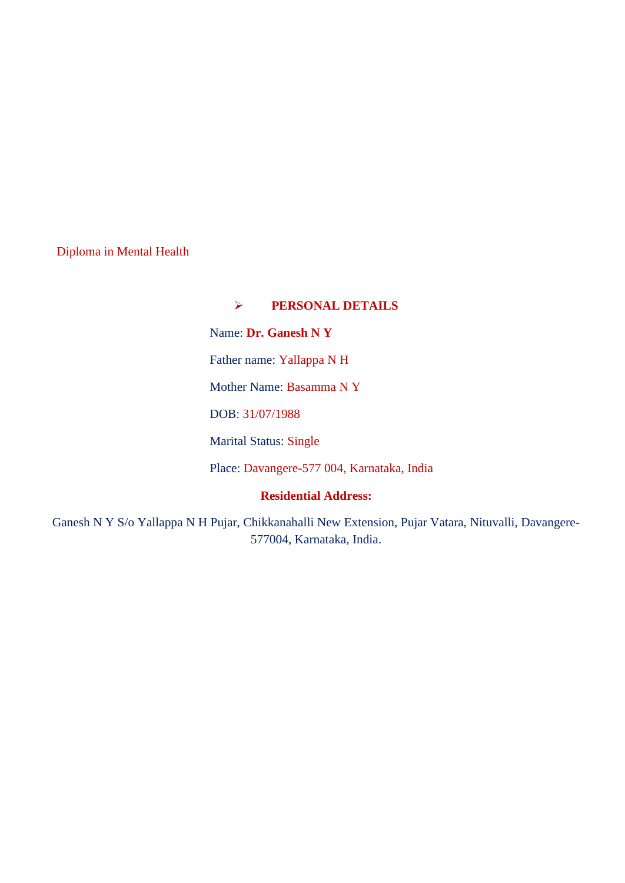Diploma in Mental Health

## ➢ PERSONAL DETAILS

Name: **Dr. Ganesh N Y**

Father name: Yallappa N H

Mother Name: Basamma N Y

DOB: 31/07/1988

Marital Status: Single

Place: Davangere-577 004, Karnataka, India

**Residential Address:**

Ganesh N Y S/o Yallappa N H Pujar, Chikkanahalli New Extension, Pujar Vatara, Nituvalli, Davangere-577004, Karnataka, India.